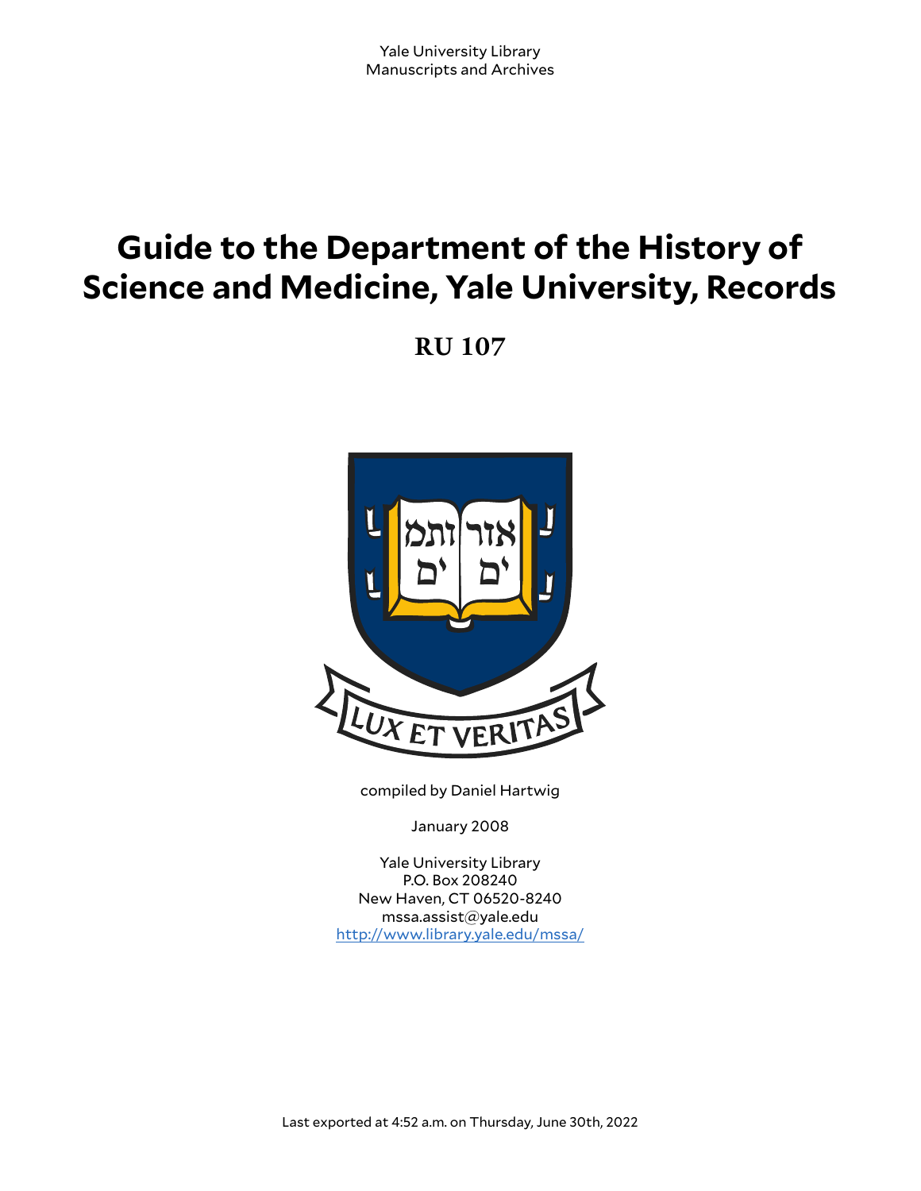Yale University Library
Manuscripts and Archives

# Guide to the Department of the History of Science and Medicine, Yale University, Records

## RU 107

compiled by Daniel Hartwig

January 2008

Yale University Library
P.O. Box 208240
New Haven, CT 06520-8240
mssa.assist@yale.edu
http://www.library.yale.edu/mssa/

Last exported at 4:52 a.m. on Thursday, June 30th, 2022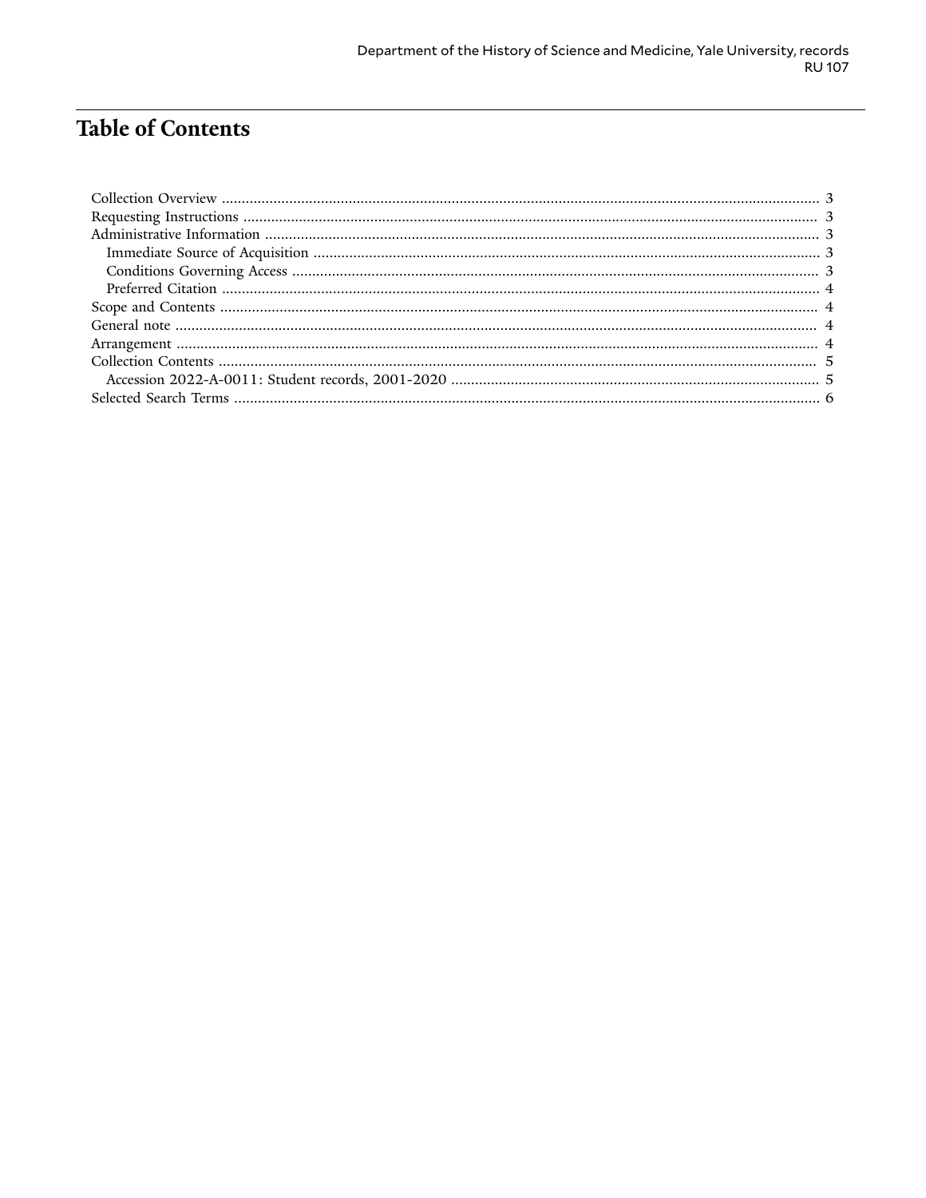# Table of Contents

- Collection Overview ... 3
- Requesting Instructions ... 3
- Administrative Information ... 3
  - Immediate Source of Acquisition ... 3
  - Conditions Governing Access ... 3
  - Preferred Citation ... 4
- Scope and Contents ... 4
- General note ... 4
- Arrangement ... 4
- Collection Contents ... 5
  - Accession 2022-A-0011: Student records, 2001-2020 ... 5
- Selected Search Terms ... 6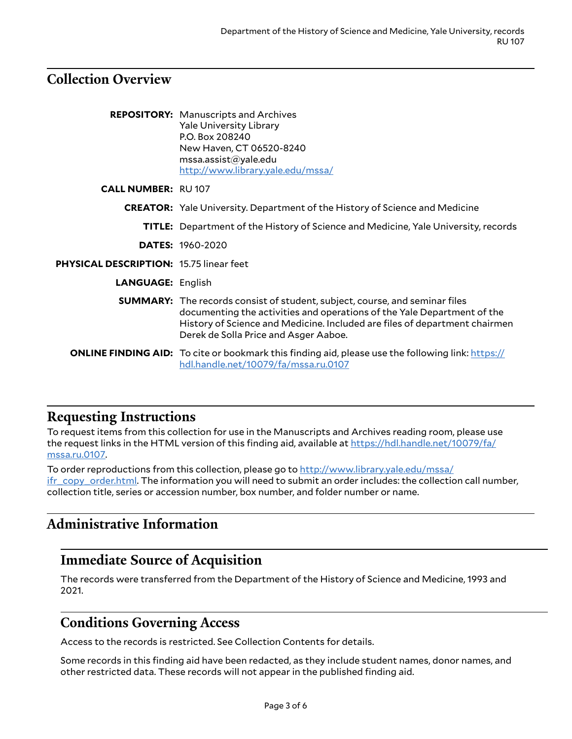## Collection Overview

**REPOSITORY:** Manuscripts and Archives
Yale University Library
P.O. Box 208240
New Haven, CT 06520-8240
mssa.assist@yale.edu
[http://www.library.yale.edu/mssa/](http://www.library.yale.edu/mssa/)

**CALL NUMBER:** RU 107

**CREATOR:** Yale University. Department of the History of Science and Medicine

**TITLE:** Department of the History of Science and Medicine, Yale University, records

**DATES:** 1960-2020

**PHYSICAL DESCRIPTION:** 15.75 linear feet

**LANGUAGE:** English

**SUMMARY:** The records consist of student, subject, course, and seminar files documenting the activities and operations of the Yale Department of the History of Science and Medicine. Included are files of department chairmen Derek de Solla Price and Asger Aaboe.

**ONLINE FINDING AID:** To cite or bookmark this finding aid, please use the following link: [https://hdl.handle.net/10079/fa/mssa.ru.0107](https://hdl.handle.net/10079/fa/mssa.ru.0107)

## Requesting Instructions

To request items from this collection for use in the Manuscripts and Archives reading room, please use the request links in the HTML version of this finding aid, available at [https://hdl.handle.net/10079/fa/mssa.ru.0107](https://hdl.handle.net/10079/fa/mssa.ru.0107).

To order reproductions from this collection, please go to [http://www.library.yale.edu/mssa/ifr_copy_order.html](http://www.library.yale.edu/mssa/ifr_copy_order.html). The information you will need to submit an order includes: the collection call number, collection title, series or accession number, box number, and folder number or name.

## Administrative Information

### Immediate Source of Acquisition

The records were transferred from the Department of the History of Science and Medicine, 1993 and 2021.

### Conditions Governing Access

Access to the records is restricted. See Collection Contents for details.

Some records in this finding aid have been redacted, as they include student names, donor names, and other restricted data. These records will not appear in the published finding aid.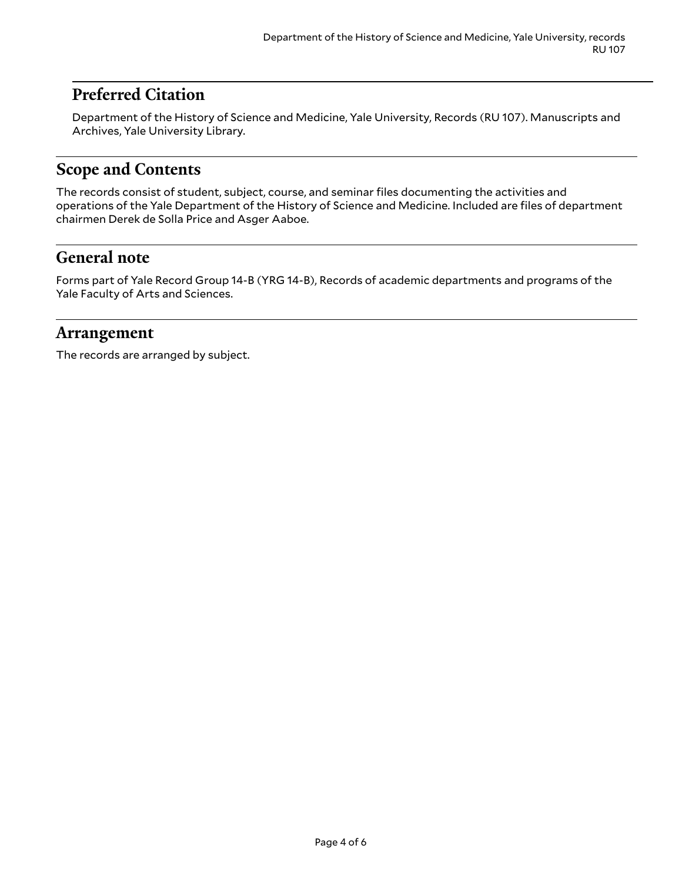## Preferred Citation

Department of the History of Science and Medicine, Yale University, Records (RU 107). Manuscripts and Archives, Yale University Library.

## Scope and Contents

The records consist of student, subject, course, and seminar files documenting the activities and operations of the Yale Department of the History of Science and Medicine. Included are files of department chairmen Derek de Solla Price and Asger Aaboe.

## General note

Forms part of Yale Record Group 14-B (YRG 14-B), Records of academic departments and programs of the Yale Faculty of Arts and Sciences.

## Arrangement

The records are arranged by subject.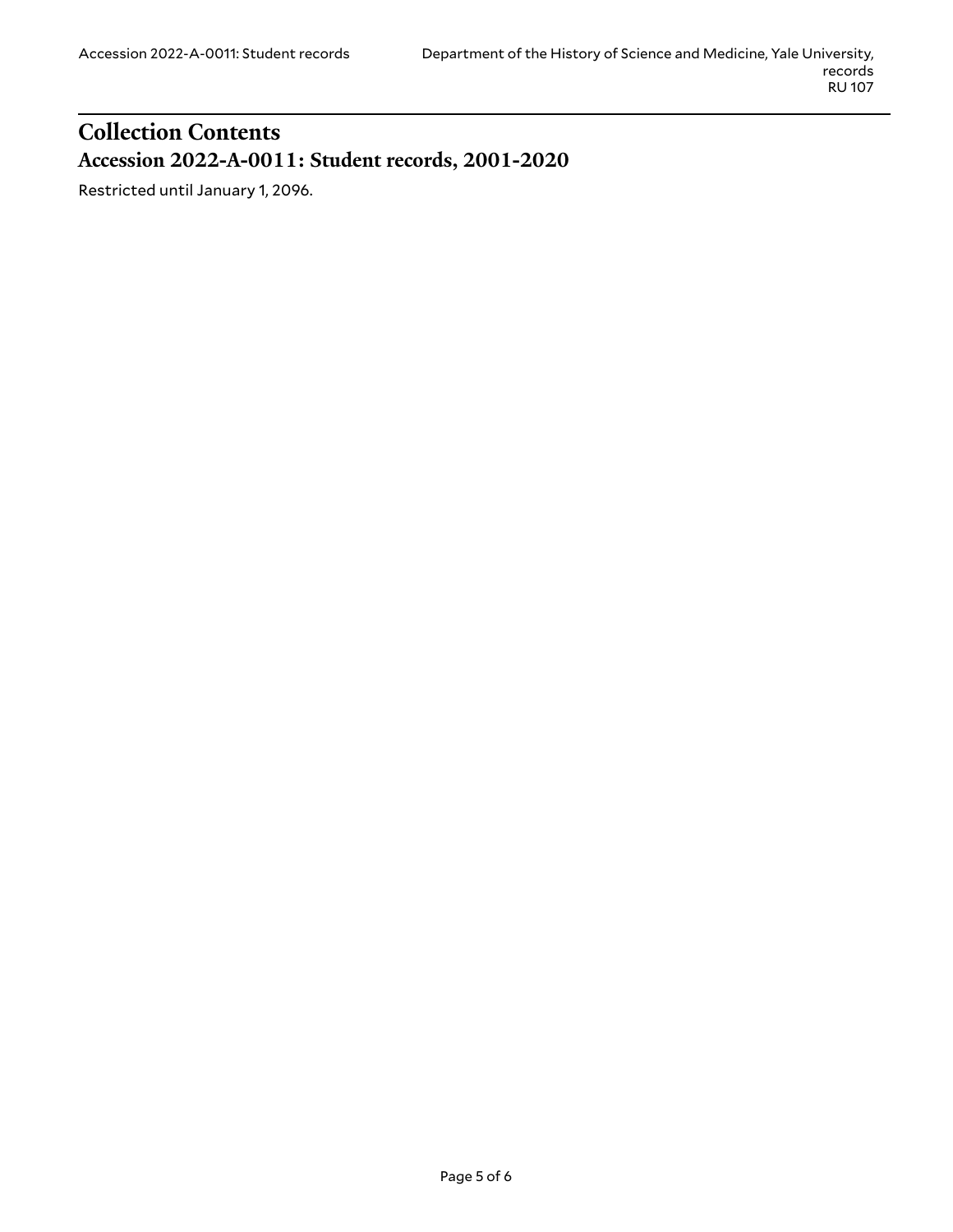# Collection Contents

## Accession 2022-A-0011: Student records, 2001-2020

Restricted until January 1, 2096.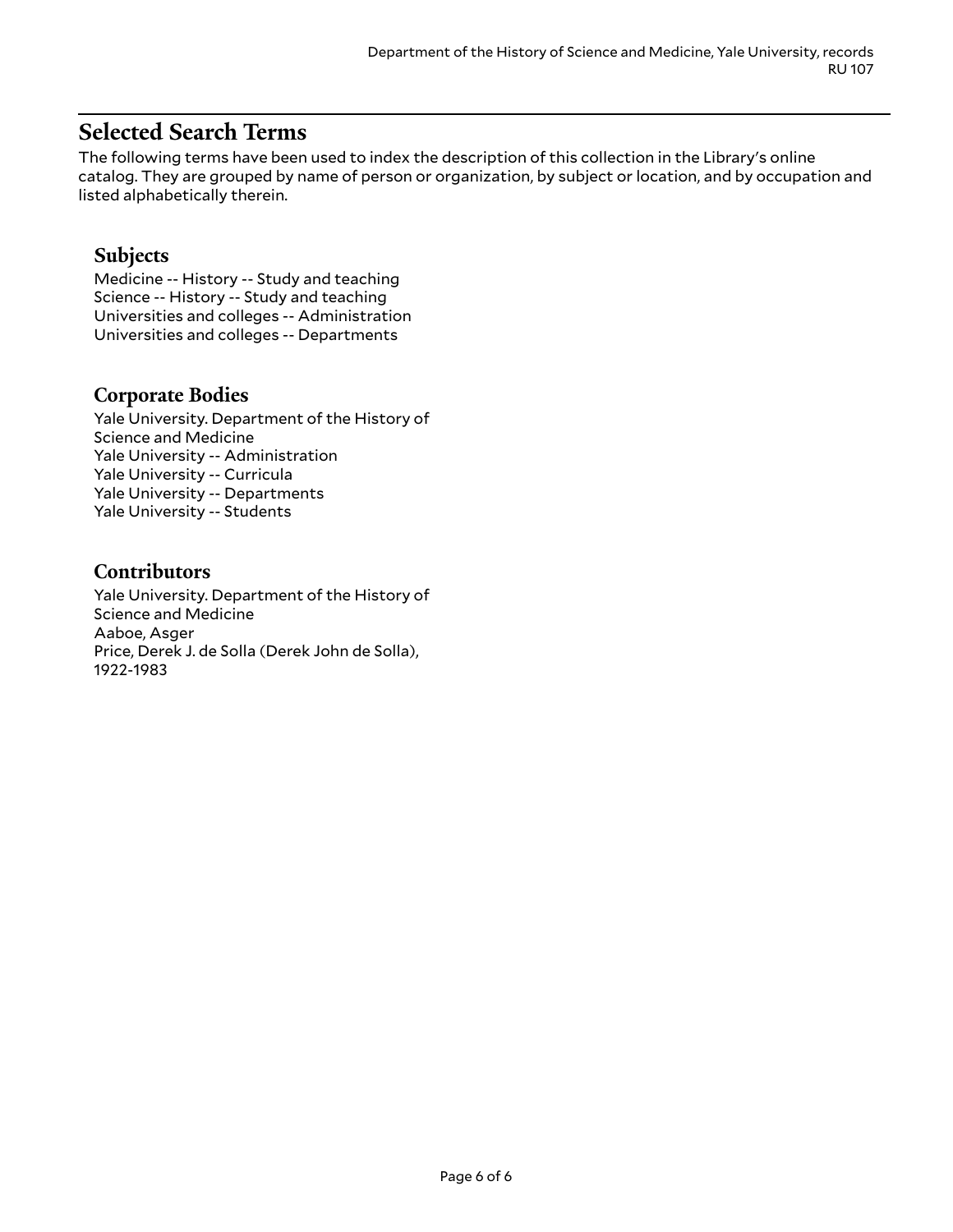## Selected Search Terms

The following terms have been used to index the description of this collection in the Library's online catalog. They are grouped by name of person or organization, by subject or location, and by occupation and listed alphabetically therein.

### Subjects

Medicine -- History -- Study and teaching
Science -- History -- Study and teaching
Universities and colleges -- Administration
Universities and colleges -- Departments

### Corporate Bodies

Yale University. Department of the History of Science and Medicine
Yale University -- Administration
Yale University -- Curricula
Yale University -- Departments
Yale University -- Students

### Contributors

Yale University. Department of the History of Science and Medicine
Aaboe, Asger
Price, Derek J. de Solla (Derek John de Solla), 1922-1983